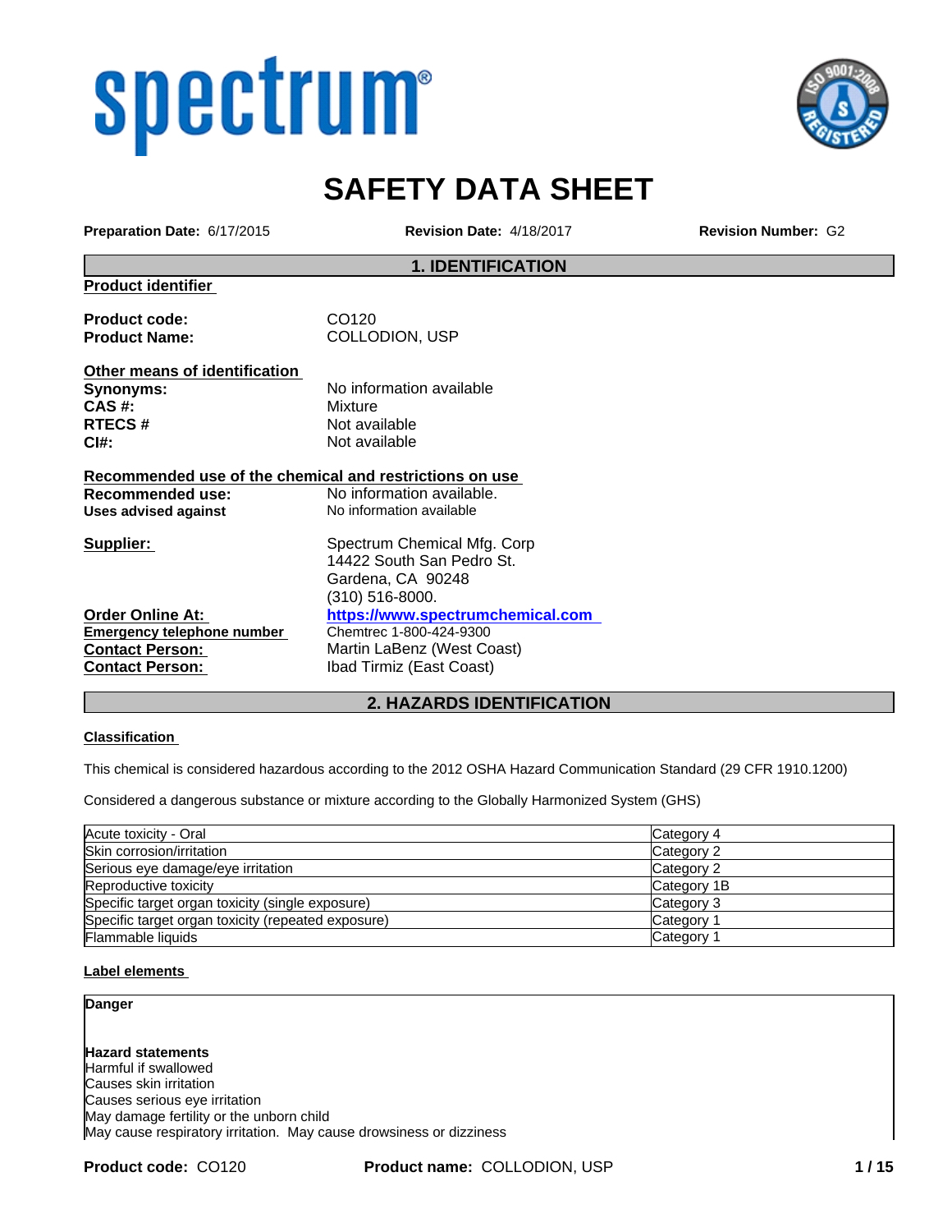# SAFETY DATA SHEET

**Preparation Date:** 6/17/2015 **Revision Date:** 4/18/2017 **Revision Number:** G2

## 1. IDENTIFICATION

**Product identifier**

| | |
|---|---|
| **Product code:** | CO120 |
| **Product Name:** | COLLODION, USP |

**Other means of identification**

| | |
|---|---|
| **Synonyms:** | No information available |
| **CAS #:** | Mixture |
| **RTECS #** | Not available |
| **CI#:** | Not available |

**Recommended use of the chemical and restrictions on use**

| | |
|---|---|
| **Recommended use:** | No information available. |
| **Uses advised against** | No information available |

| | |
|---|---|
| **Supplier:** | Spectrum Chemical Mfg. Corp<br>14422 South San Pedro St.<br>Gardena, CA 90248<br>(310) 516-8000. |
| **Order Online At:** | **https://www.spectrumchemical.com** |
| **Emergency telephone number** | Chemtrec 1-800-424-9300 |
| **Contact Person:** | Martin LaBenz (West Coast) |
| **Contact Person:** | Ibad Tirmiz (East Coast) |

## 2. HAZARDS IDENTIFICATION

**Classification**

This chemical is considered hazardous according to the 2012 OSHA Hazard Communication Standard (29 CFR 1910.1200)

Considered a dangerous substance or mixture according to the Globally Harmonized System (GHS)

| | |
|---|---|
| Acute toxicity - Oral | Category 4 |
| Skin corrosion/irritation | Category 2 |
| Serious eye damage/eye irritation | Category 2 |
| Reproductive toxicity | Category 1B |
| Specific target organ toxicity (single exposure) | Category 3 |
| Specific target organ toxicity (repeated exposure) | Category 1 |
| Flammable liquids | Category 1 |

**Label elements**

**Danger**

**Hazard statements**

Harmful if swallowed
Causes skin irritation
Causes serious eye irritation
May damage fertility or the unborn child
May cause respiratory irritation. May cause drowsiness or dizziness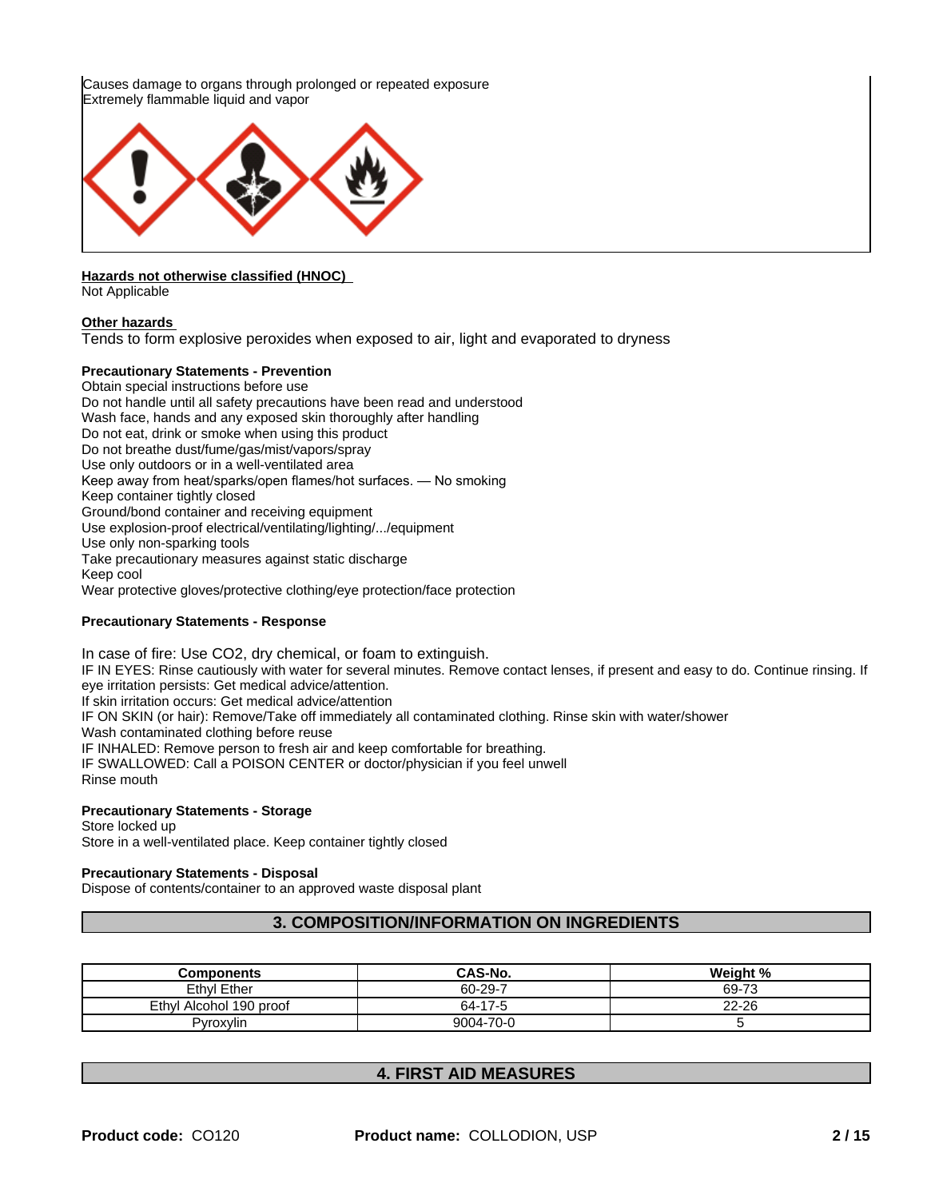Causes damage to organs through prolonged or repeated exposure
Extremely flammable liquid and vapor

**Hazards not otherwise classified (HNOC)**
Not Applicable

**Other hazards**
Tends to form explosive peroxides when exposed to air, light and evaporated to dryness

**Precautionary Statements - Prevention**
Obtain special instructions before use
Do not handle until all safety precautions have been read and understood
Wash face, hands and any exposed skin thoroughly after handling
Do not eat, drink or smoke when using this product
Do not breathe dust/fume/gas/mist/vapors/spray
Use only outdoors or in a well-ventilated area
Keep away from heat/sparks/open flames/hot surfaces. — No smoking
Keep container tightly closed
Ground/bond container and receiving equipment
Use explosion-proof electrical/ventilating/lighting/.../equipment
Use only non-sparking tools
Take precautionary measures against static discharge
Keep cool
Wear protective gloves/protective clothing/eye protection/face protection

**Precautionary Statements - Response**

In case of fire: Use CO2, dry chemical, or foam to extinguish.
IF IN EYES: Rinse cautiously with water for several minutes. Remove contact lenses, if present and easy to do. Continue rinsing. If eye irritation persists: Get medical advice/attention.
If skin irritation occurs: Get medical advice/attention
IF ON SKIN (or hair): Remove/Take off immediately all contaminated clothing. Rinse skin with water/shower
Wash contaminated clothing before reuse
IF INHALED: Remove person to fresh air and keep comfortable for breathing.
IF SWALLOWED: Call a POISON CENTER or doctor/physician if you feel unwell
Rinse mouth

**Precautionary Statements - Storage**
Store locked up
Store in a well-ventilated place. Keep container tightly closed

**Precautionary Statements - Disposal**
Dispose of contents/container to an approved waste disposal plant

## 3. COMPOSITION/INFORMATION ON INGREDIENTS

| Components | CAS-No. | Weight % |
|---|---|---|
| Ethyl Ether | 60-29-7 | 69-73 |
| Ethyl Alcohol 190 proof | 64-17-5 | 22-26 |
| Pyroxylin | 9004-70-0 | 5 |

## 4. FIRST AID MEASURES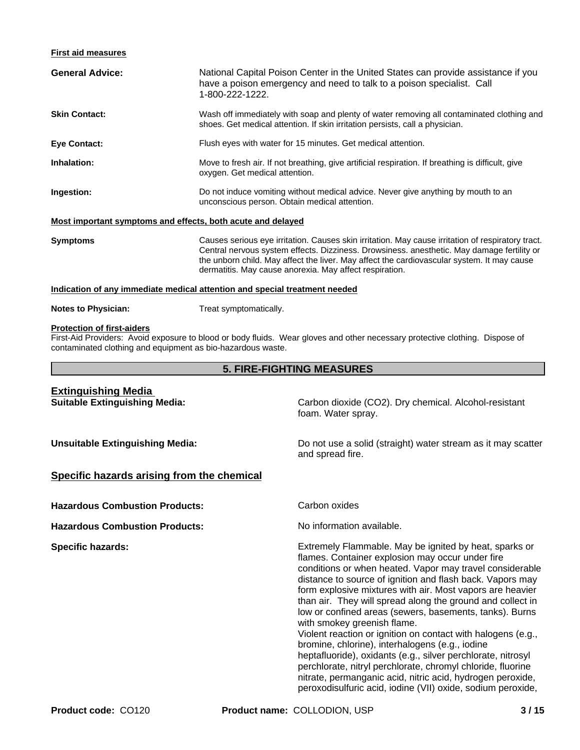**First aid measures**

**General Advice:** National Capital Poison Center in the United States can provide assistance if you have a poison emergency and need to talk to a poison specialist. Call 1-800-222-1222.

**Skin Contact:** Wash off immediately with soap and plenty of water removing all contaminated clothing and shoes. Get medical attention. If skin irritation persists, call a physician.

**Eye Contact:** Flush eyes with water for 15 minutes. Get medical attention.

**Inhalation:** Move to fresh air. If not breathing, give artificial respiration. If breathing is difficult, give oxygen. Get medical attention.

**Ingestion:** Do not induce vomiting without medical advice. Never give anything by mouth to an unconscious person. Obtain medical attention.

**Most important symptoms and effects, both acute and delayed**

**Symptoms** Causes serious eye irritation. Causes skin irritation. May cause irritation of respiratory tract. Central nervous system effects. Dizziness. Drowsiness. anesthetic. May damage fertility or the unborn child. May affect the liver. May affect the cardiovascular system. It may cause dermatitis. May cause anorexia. May affect respiration.

**Indication of any immediate medical attention and special treatment needed**

**Notes to Physician:** Treat symptomatically.

**Protection of first-aiders**

First-Aid Providers: Avoid exposure to blood or body fluids. Wear gloves and other necessary protective clothing. Dispose of contaminated clothing and equipment as bio-hazardous waste.

## 5. FIRE-FIGHTING MEASURES

### Extinguishing Media

**Suitable Extinguishing Media:** Carbon dioxide ($CO_2$). Dry chemical. Alcohol-resistant foam. Water spray.

**Unsuitable Extinguishing Media:** Do not use a solid (straight) water stream as it may scatter and spread fire.

### Specific hazards arising from the chemical

**Hazardous Combustion Products:** Carbon oxides

**Hazardous Combustion Products:** No information available.

**Specific hazards:** Extremely Flammable. May be ignited by heat, sparks or flames. Container explosion may occur under fire conditions or when heated. Vapor may travel considerable distance to source of ignition and flash back. Vapors may form explosive mixtures with air. Most vapors are heavier than air. They will spread along the ground and collect in low or confined areas (sewers, basements, tanks). Burns with smokey greenish flame.
Violent reaction or ignition on contact with halogens (e.g., bromine, chlorine), interhalogens (e.g., iodine heptafluoride), oxidants (e.g., silver perchlorate, nitrosyl perchlorate, nitryl perchlorate, chromyl chloride, fluorine nitrate, permanganic acid, nitric acid, hydrogen peroxide, peroxodisulfuric acid, iodine (VII) oxide, sodium peroxide,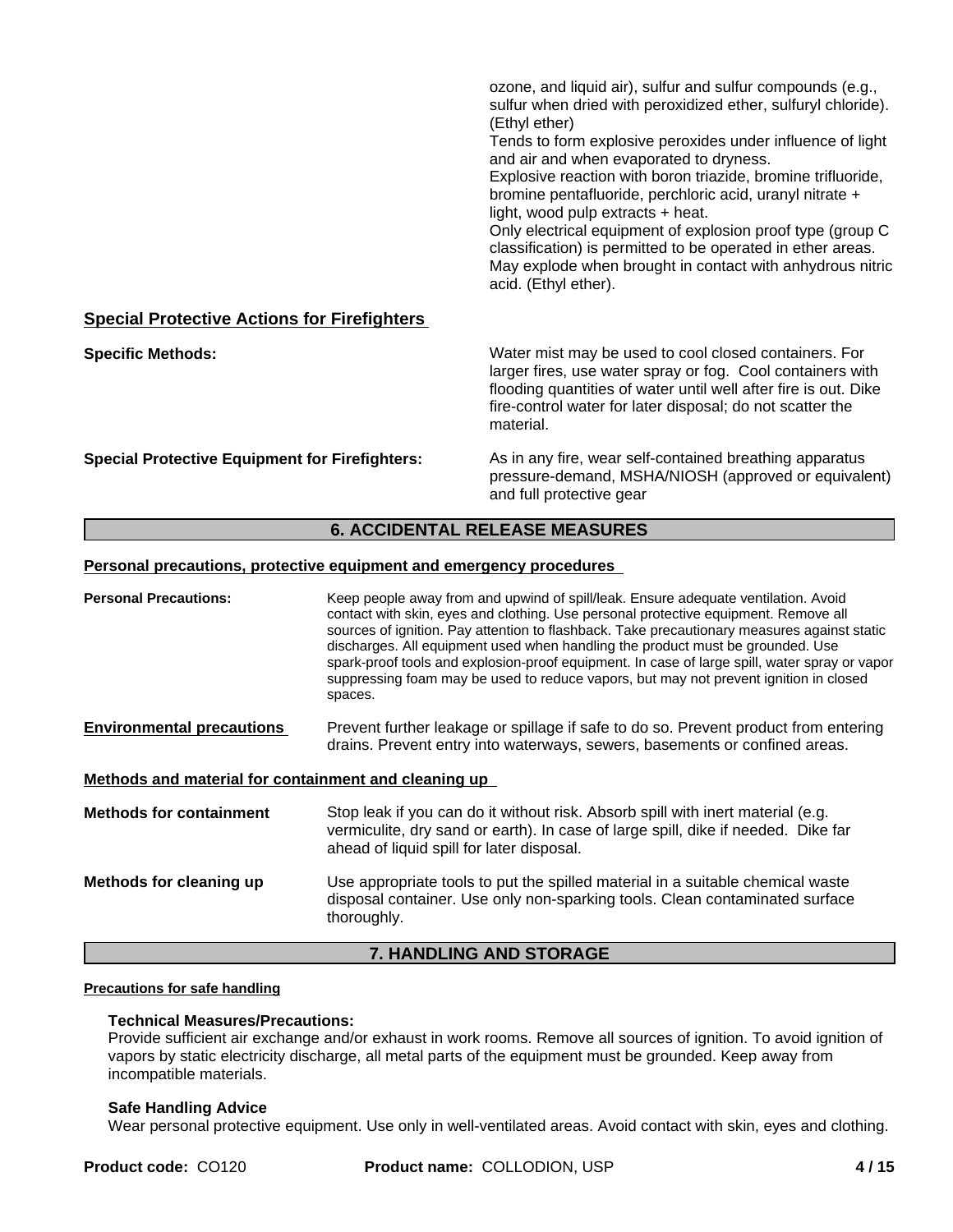ozone, and liquid air), sulfur and sulfur compounds (e.g., sulfur when dried with peroxidized ether, sulfuryl chloride). (Ethyl ether)
Tends to form explosive peroxides under influence of light and air and when evaporated to dryness.
Explosive reaction with boron triazide, bromine trifluoride, bromine pentafluoride, perchloric acid, uranyl nitrate + light, wood pulp extracts + heat.
Only electrical equipment of explosion proof type (group C classification) is permitted to be operated in ether areas.
May explode when brought in contact with anhydrous nitric acid. (Ethyl ether).

### Special Protective Actions for Firefighters

**Specific Methods:** Water mist may be used to cool closed containers. For larger fires, use water spray or fog. Cool containers with flooding quantities of water until well after fire is out. Dike fire-control water for later disposal; do not scatter the material.

**Special Protective Equipment for Firefighters:** As in any fire, wear self-contained breathing apparatus pressure-demand, MSHA/NIOSH (approved or equivalent) and full protective gear

## 6. ACCIDENTAL RELEASE MEASURES

### Personal precautions, protective equipment and emergency procedures

**Personal Precautions:** Keep people away from and upwind of spill/leak. Ensure adequate ventilation. Avoid contact with skin, eyes and clothing. Use personal protective equipment. Remove all sources of ignition. Pay attention to flashback. Take precautionary measures against static discharges. All equipment used when handling the product must be grounded. Use spark-proof tools and explosion-proof equipment. In case of large spill, water spray or vapor suppressing foam may be used to reduce vapors, but may not prevent ignition in closed spaces.

**Environmental precautions** Prevent further leakage or spillage if safe to do so. Prevent product from entering drains. Prevent entry into waterways, sewers, basements or confined areas.

### Methods and material for containment and cleaning up

**Methods for containment** Stop leak if you can do it without risk. Absorb spill with inert material (e.g. vermiculite, dry sand or earth). In case of large spill, dike if needed. Dike far ahead of liquid spill for later disposal.

**Methods for cleaning up** Use appropriate tools to put the spilled material in a suitable chemical waste disposal container. Use only non-sparking tools. Clean contaminated surface thoroughly.

## 7. HANDLING AND STORAGE

### Precautions for safe handling

**Technical Measures/Precautions:**
Provide sufficient air exchange and/or exhaust in work rooms. Remove all sources of ignition. To avoid ignition of vapors by static electricity discharge, all metal parts of the equipment must be grounded. Keep away from incompatible materials.

**Safe Handling Advice**
Wear personal protective equipment. Use only in well-ventilated areas. Avoid contact with skin, eyes and clothing.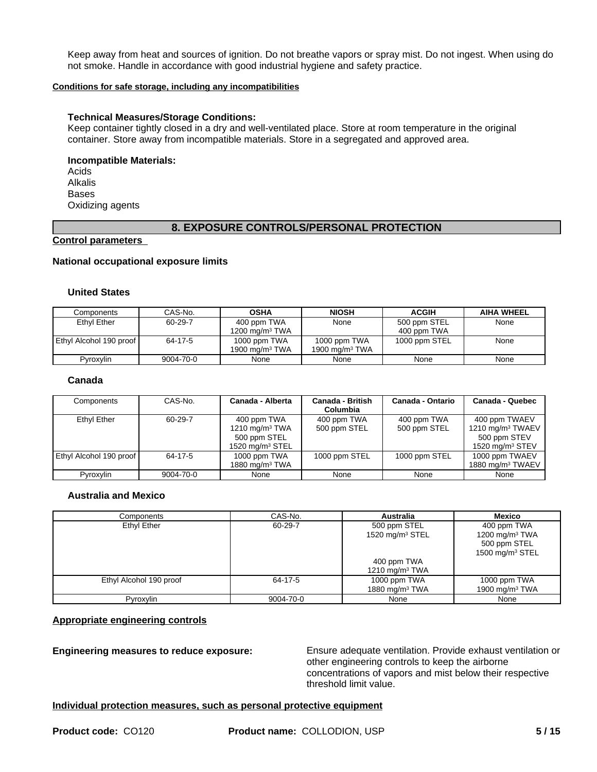Keep away from heat and sources of ignition. Do not breathe vapors or spray mist. Do not ingest. When using do not smoke. Handle in accordance with good industrial hygiene and safety practice.

**Conditions for safe storage, including any incompatibilities**

**Technical Measures/Storage Conditions:**
Keep container tightly closed in a dry and well-ventilated place. Store at room temperature in the original container. Store away from incompatible materials. Store in a segregated and approved area.

**Incompatible Materials:**
Acids
Alkalis
Bases
Oxidizing agents

## 8. EXPOSURE CONTROLS/PERSONAL PROTECTION

**Control parameters**

**National occupational exposure limits**

**United States**

| Components | CAS-No. | OSHA | NIOSH | ACGIH | AIHA WHEEL |
|---|---|---|---|---|---|
| Ethyl Ether | 60-29-7 | 400 ppm TWA<br>1200 mg/m³ TWA | None | 500 ppm STEL<br>400 ppm TWA | None |
| Ethyl Alcohol 190 proof | 64-17-5 | 1000 ppm TWA<br>1900 mg/m³ TWA | 1000 ppm TWA<br>1900 mg/m³ TWA | 1000 ppm STEL | None |
| Pyroxylin | 9004-70-0 | None | None | None | None |

**Canada**

| Components | CAS-No. | Canada - Alberta | Canada - British Columbia | Canada - Ontario | Canada - Quebec |
|---|---|---|---|---|---|
| Ethyl Ether | 60-29-7 | 400 ppm TWA<br>1210 mg/m³ TWA<br>500 ppm STEL<br>1520 mg/m³ STEL | 400 ppm TWA<br>500 ppm STEL | 400 ppm TWA<br>500 ppm STEL | 400 ppm TWAEV<br>1210 mg/m³ TWAEV<br>500 ppm STEV<br>1520 mg/m³ STEV |
| Ethyl Alcohol 190 proof | 64-17-5 | 1000 ppm TWA<br>1880 mg/m³ TWA | 1000 ppm STEL | 1000 ppm STEL | 1000 ppm TWAEV<br>1880 mg/m³ TWAEV |
| Pyroxylin | 9004-70-0 | None | None | None | None |

**Australia and Mexico**

| Components | CAS-No. | Australia | Mexico |
|---|---|---|---|
| Ethyl Ether | 60-29-7 | 500 ppm STEL<br>1520 mg/m³ STEL<br><br>400 ppm TWA<br>1210 mg/m³ TWA | 400 ppm TWA<br>1200 mg/m³ TWA<br>500 ppm STEL<br>1500 mg/m³ STEL |
| Ethyl Alcohol 190 proof | 64-17-5 | 1000 ppm TWA<br>1880 mg/m³ TWA | 1000 ppm TWA<br>1900 mg/m³ TWA |
| Pyroxylin | 9004-70-0 | None | None |

**Appropriate engineering controls**

**Engineering measures to reduce exposure:** Ensure adequate ventilation. Provide exhaust ventilation or other engineering controls to keep the airborne concentrations of vapors and mist below their respective threshold limit value.

**Individual protection measures, such as personal protective equipment**

**Product code:** CO120 **Product name:** COLLODION, USP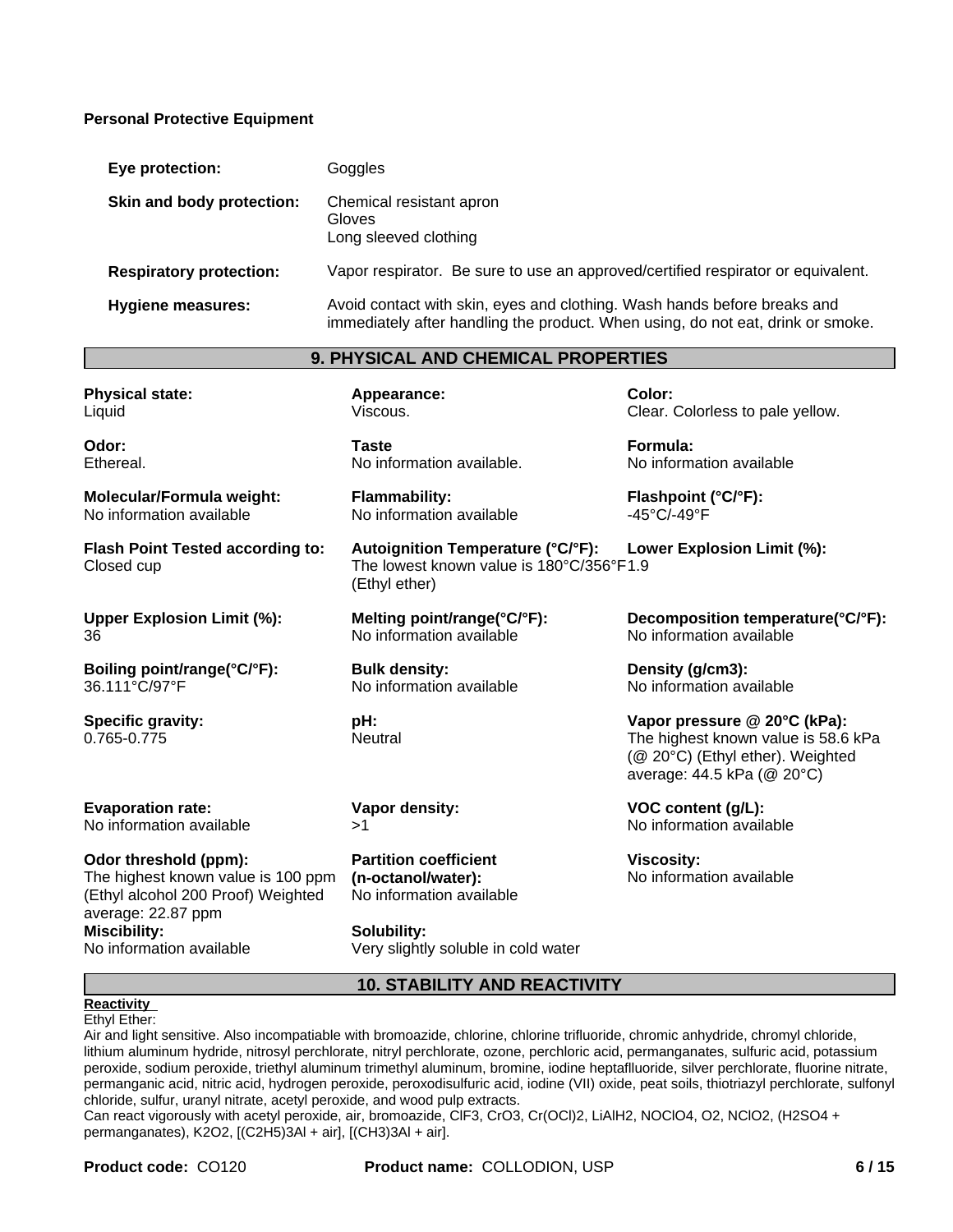**Personal Protective Equipment**

| | |
|---|---|
| **Eye protection:** | Goggles |
| **Skin and body protection:** | Chemical resistant apron<br>Gloves<br>Long sleeved clothing |
| **Respiratory protection:** | Vapor respirator. Be sure to use an approved/certified respirator or equivalent. |
| **Hygiene measures:** | Avoid contact with skin, eyes and clothing. Wash hands before breaks and immediately after handling the product. When using, do not eat, drink or smoke. |

## 9. PHYSICAL AND CHEMICAL PROPERTIES

**Physical state:**
Liquid

**Appearance:**
Viscous.

**Color:**
Clear. Colorless to pale yellow.

**Odor:**
Ethereal.

**Taste**
No information available.

**Formula:**
No information available

**Molecular/Formula weight:**
No information available

**Flammability:**
No information available

**Flashpoint (°C/°F):**
-45°C/-49°F

**Flash Point Tested according to:**
Closed cup

**Autoignition Temperature (°C/°F):**
The lowest known value is 180°C/356°F (Ethyl ether)

**Lower Explosion Limit (%):**
1.9

**Upper Explosion Limit (%):**
36

**Melting point/range(°C/°F):**
No information available

**Decomposition temperature(°C/°F):**
No information available

**Boiling point/range(°C/°F):**
36.111°C/97°F

**Bulk density:**
No information available

**Density (g/cm3):**
No information available

**Specific gravity:**
0.765-0.775

**pH:**
Neutral

**Vapor pressure @ 20°C (kPa):**
The highest known value is 58.6 kPa (@ 20°C) (Ethyl ether). Weighted average: 44.5 kPa (@ 20°C)

**Evaporation rate:**
No information available

**Vapor density:**
>1

**VOC content (g/L):**
No information available

**Odor threshold (ppm):**
The highest known value is 100 ppm (Ethyl alcohol 200 Proof) Weighted average: 22.87 ppm

**Partition coefficient (n-octanol/water):**
No information available

**Viscosity:**
No information available

**Miscibility:**
No information available

**Solubility:**
Very slightly soluble in cold water

## 10. STABILITY AND REACTIVITY

**Reactivity**

Ethyl Ether:

Air and light sensitive. Also incompatiable with bromoazide, chlorine, chlorine trifluoride, chromic anhydride, chromyl chloride, lithium aluminum hydride, nitrosyl perchlorate, nitryl perchlorate, ozone, perchloric acid, permanganates, sulfuric acid, potassium peroxide, sodium peroxide, triethyl aluminum trimethyl aluminum, bromine, iodine heptaflluoride, silver perchlorate, fluorine nitrate, permanganic acid, nitric acid, hydrogen peroxide, peroxodisulfuric acid, iodine (VII) oxide, peat soils, thiotriazyl perchlorate, sulfonyl chloride, sulfur, uranyl nitrate, acetyl peroxide, and wood pulp extracts.

Can react vigorously with acetyl peroxide, air, bromoazide, $ClF_3$, $CrO_3$, $Cr(OCl)_2$, $LiAlH_2$, $NOClO_4$, $O_2$, $NClO_2$, ($H_2SO_4$ + permanganates), $K_2O_2$, [$(C_2H_5)_3Al$ + air], [$(CH_3)_3Al$ + air].

**Product code:** CO120 **Product name:** COLLODION, USP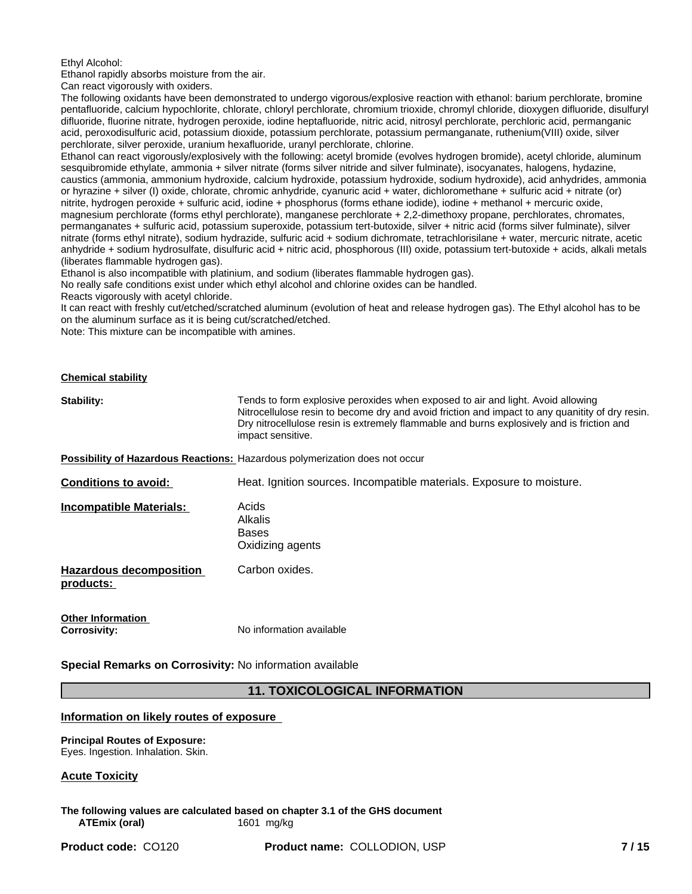Ethyl Alcohol:

Ethanol rapidly absorbs moisture from the air.

Can react vigorously with oxiders.

The following oxidants have been demonstrated to undergo vigorous/explosive reaction with ethanol: barium perchlorate, bromine pentafluoride, calcium hypochlorite, chlorate, chloryl perchlorate, chromium trioxide, chromyl chloride, dioxygen difluoride, disulfuryl difluoride, fluorine nitrate, hydrogen peroxide, iodine heptafluoride, nitric acid, nitrosyl perchlorate, perchloric acid, permanganic acid, peroxodisulfuric acid, potassium dioxide, potassium perchlorate, potassium permanganate, ruthenium(VIII) oxide, silver perchlorate, silver peroxide, uranium hexafluoride, uranyl perchlorate, chlorine.

Ethanol can react vigorously/explosively with the following: acetyl bromide (evolves hydrogen bromide), acetyl chloride, aluminum sesquibromide ethylate, ammonia + silver nitrate (forms silver nitride and silver fulminate), isocyanates, halogens, hydazine, caustics (ammonia, ammonium hydroxide, calcium hydroxide, potassium hydroxide, sodium hydroxide), acid anhydrides, ammonia or hyrazine + silver (I) oxide, chlorate, chromic anhydride, cyanuric acid + water, dichloromethane + sulfuric acid + nitrate (or) nitrite, hydrogen peroxide + sulfuric acid, iodine + phosphorus (forms ethane iodide), iodine + methanol + mercuric oxide, magnesium perchlorate (forms ethyl perchlorate), manganese perchlorate + 2,2-dimethoxy propane, perchlorates, chromates, permanganates + sulfuric acid, potassium superoxide, potassium tert-butoxide, silver + nitric acid (forms silver fulminate), silver nitrate (forms ethyl nitrate), sodium hydrazide, sulfuric acid + sodium dichromate, tetrachlorisilane + water, mercuric nitrate, acetic anhydride + sodium hydrosulfate, disulfuric acid + nitric acid, phosphorous (III) oxide, potassium tert-butoxide + acids, alkali metals (liberates flammable hydrogen gas).

Ethanol is also incompatible with platinium, and sodium (liberates flammable hydrogen gas).

No really safe conditions exist under which ethyl alcohol and chlorine oxides can be handled.

Reacts vigorously with acetyl chloride.

It can react with freshly cut/etched/scratched aluminum (evolution of heat and release hydrogen gas). The Ethyl alcohol has to be on the aluminum surface as it is being cut/scratched/etched.

Note: This mixture can be incompatible with amines.

**Chemical stability**

**Stability:** Tends to form explosive peroxides when exposed to air and light. Avoid allowing Nitrocellulose resin to become dry and avoid friction and impact to any quanitity of dry resin. Dry nitrocellulose resin is extremely flammable and burns explosively and is friction and impact sensitive.

**Possibility of Hazardous Reactions:** Hazardous polymerization does not occur

**Conditions to avoid:** Heat. Ignition sources. Incompatible materials. Exposure to moisture.

**Incompatible Materials:**
- Acids
- Alkalis
- Bases
- Oxidizing agents

**Hazardous decomposition products:** Carbon oxides.

**Other Information**

**Corrosivity:** No information available

**Special Remarks on Corrosivity:** No information available

## 11. TOXICOLOGICAL INFORMATION

**Information on likely routes of exposure**

**Principal Routes of Exposure:**
Eyes. Ingestion. Inhalation. Skin.

**Acute Toxicity**

**The following values are calculated based on chapter 3.1 of the GHS document**

| | |
|---|---|
| **ATEmix (oral)** | 1601 mg/kg |

**Product code:** CO120 **Product name:** COLLODION, USP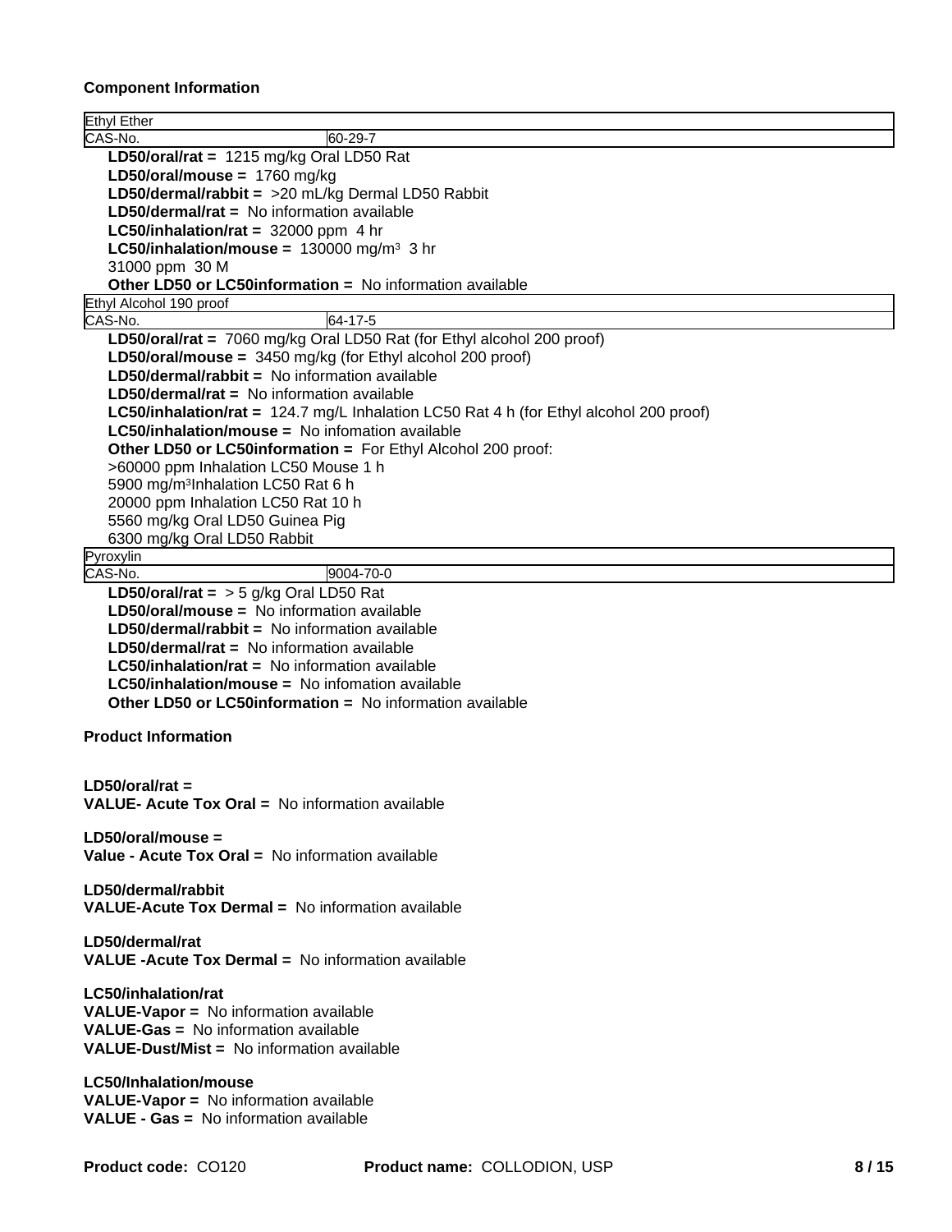### Component Information

| Ethyl Ether | |
|---|---|
| CAS-No. | 60-29-7 |

**LD50/oral/rat =** 1215 mg/kg Oral LD50 Rat
**LD50/oral/mouse =** 1760 mg/kg
**LD50/dermal/rabbit =** >20 mL/kg Dermal LD50 Rabbit
**LD50/dermal/rat =** No information available
**LC50/inhalation/rat =** 32000 ppm 4 hr
**LC50/inhalation/mouse =** 130000 mg/m³ 3 hr
31000 ppm 30 M
**Other LD50 or LC50information =** No information available

| Ethyl Alcohol 190 proof | |
|---|---|
| CAS-No. | 64-17-5 |

**LD50/oral/rat =** 7060 mg/kg Oral LD50 Rat (for Ethyl alcohol 200 proof)
**LD50/oral/mouse =** 3450 mg/kg (for Ethyl alcohol 200 proof)
**LD50/dermal/rabbit =** No information available
**LD50/dermal/rat =** No information available
**LC50/inhalation/rat =** 124.7 mg/L Inhalation LC50 Rat 4 h (for Ethyl alcohol 200 proof)
**LC50/inhalation/mouse =** No infomation available
**Other LD50 or LC50information =** For Ethyl Alcohol 200 proof:
>60000 ppm Inhalation LC50 Mouse 1 h
5900 mg/m³Inhalation LC50 Rat 6 h
20000 ppm Inhalation LC50 Rat 10 h
5560 mg/kg Oral LD50 Guinea Pig
6300 mg/kg Oral LD50 Rabbit

| Pyroxylin | |
|---|---|
| CAS-No. | 9004-70-0 |

**LD50/oral/rat =** > 5 g/kg Oral LD50 Rat
**LD50/oral/mouse =** No information available
**LD50/dermal/rabbit =** No information available
**LD50/dermal/rat =** No information available
**LC50/inhalation/rat =** No information available
**LC50/inhalation/mouse =** No infomation available
**Other LD50 or LC50information =** No information available

### Product Information

**LD50/oral/rat =**
**VALUE- Acute Tox Oral =** No information available

**LD50/oral/mouse =**
**Value - Acute Tox Oral =** No information available

**LD50/dermal/rabbit**
**VALUE-Acute Tox Dermal =** No information available

**LD50/dermal/rat**
**VALUE -Acute Tox Dermal =** No information available

**LC50/inhalation/rat**
**VALUE-Vapor =** No information available
**VALUE-Gas =** No information available
**VALUE-Dust/Mist =** No information available

**LC50/Inhalation/mouse**
**VALUE-Vapor =** No information available
**VALUE - Gas =** No information available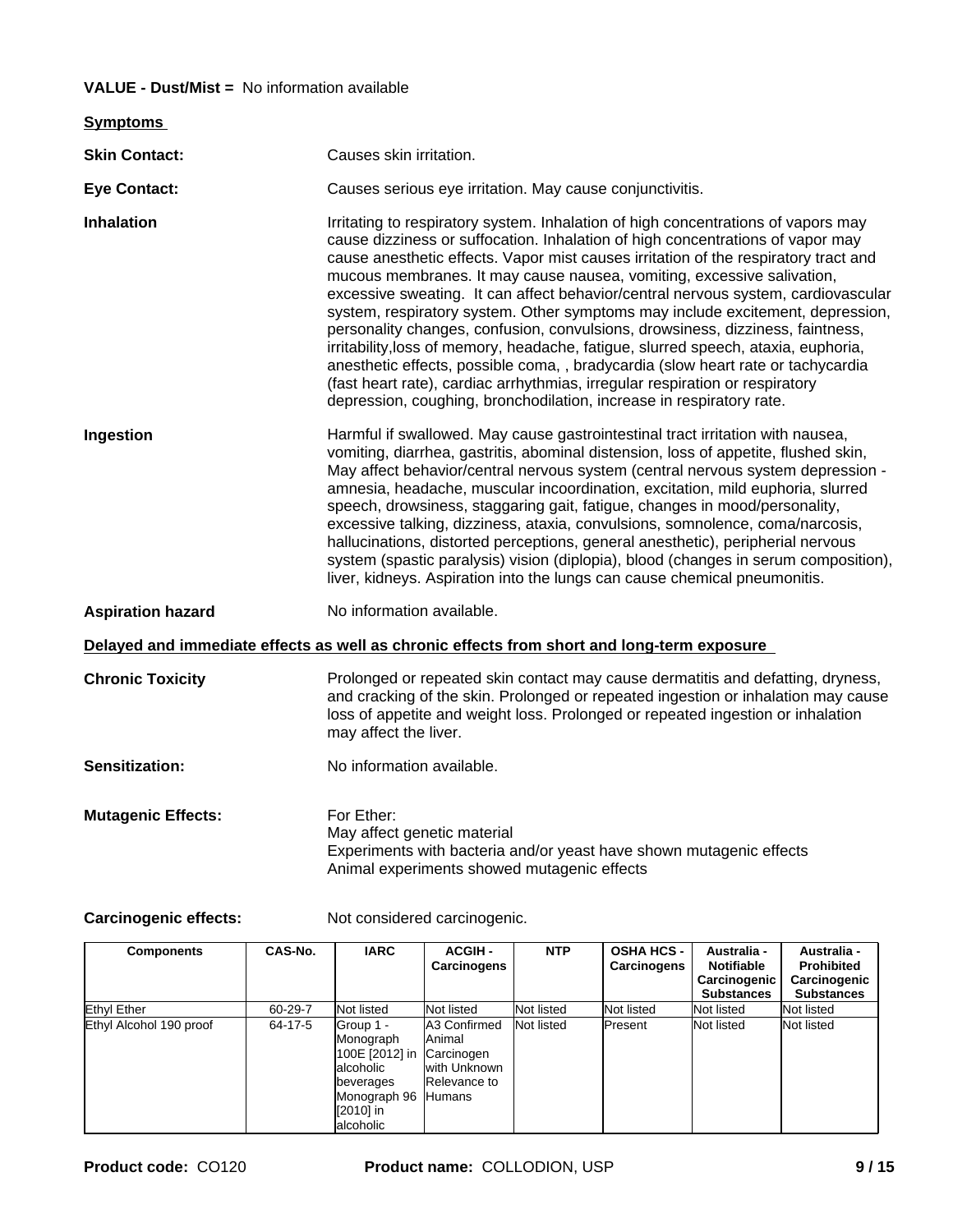**VALUE - Dust/Mist =** No information available

**Symptoms**

**Skin Contact:** Causes skin irritation.

**Eye Contact:** Causes serious eye irritation. May cause conjunctivitis.

**Inhalation** Irritating to respiratory system. Inhalation of high concentrations of vapors may cause dizziness or suffocation. Inhalation of high concentrations of vapor may cause anesthetic effects. Vapor mist causes irritation of the respiratory tract and mucous membranes. It may cause nausea, vomiting, excessive salivation, excessive sweating. It can affect behavior/central nervous system, cardiovascular system, respiratory system. Other symptoms may include excitement, depression, personality changes, confusion, convulsions, drowsiness, dizziness, faintness, irritability,loss of memory, headache, fatigue, slurred speech, ataxia, euphoria, anesthetic effects, possible coma, , bradycardia (slow heart rate or tachycardia (fast heart rate), cardiac arrhythmias, irregular respiration or respiratory depression, coughing, bronchodilation, increase in respiratory rate.

**Ingestion** Harmful if swallowed. May cause gastrointestinal tract irritation with nausea, vomiting, diarrhea, gastritis, abominal distension, loss of appetite, flushed skin, May affect behavior/central nervous system (central nervous system depression - amnesia, headache, muscular incoordination, excitation, mild euphoria, slurred speech, drowsiness, staggaring gait, fatigue, changes in mood/personality, excessive talking, dizziness, ataxia, convulsions, somnolence, coma/narcosis, hallucinations, distorted perceptions, general anesthetic), peripherial nervous system (spastic paralysis) vision (diplopia), blood (changes in serum composition), liver, kidneys. Aspiration into the lungs can cause chemical pneumonitis.

**Aspiration hazard** No information available.

**Delayed and immediate effects as well as chronic effects from short and long-term exposure**

**Chronic Toxicity** Prolonged or repeated skin contact may cause dermatitis and defatting, dryness, and cracking of the skin. Prolonged or repeated ingestion or inhalation may cause loss of appetite and weight loss. Prolonged or repeated ingestion or inhalation may affect the liver.

**Sensitization:** No information available.

**Mutagenic Effects:** For Ether:
May affect genetic material
Experiments with bacteria and/or yeast have shown mutagenic effects
Animal experiments showed mutagenic effects

**Carcinogenic effects:** Not considered carcinogenic.

| Components | CAS-No. | IARC | ACGIH - Carcinogens | NTP | OSHA HCS - Carcinogens | Australia - Notifiable Carcinogenic Substances | Australia - Prohibited Carcinogenic Substances |
|---|---|---|---|---|---|---|---|
| Ethyl Ether | 60-29-7 | Not listed | Not listed | Not listed | Not listed | Not listed | Not listed |
| Ethyl Alcohol 190 proof | 64-17-5 | Group 1 - Monograph 100E [2012] in alcoholic beverages Monograph 96 [2010] in alcoholic | A3 Confirmed Animal Carcinogen with Unknown Relevance to Humans | Not listed | Present | Not listed | Not listed |

**Product code:** CO120 **Product name:** COLLODION, USP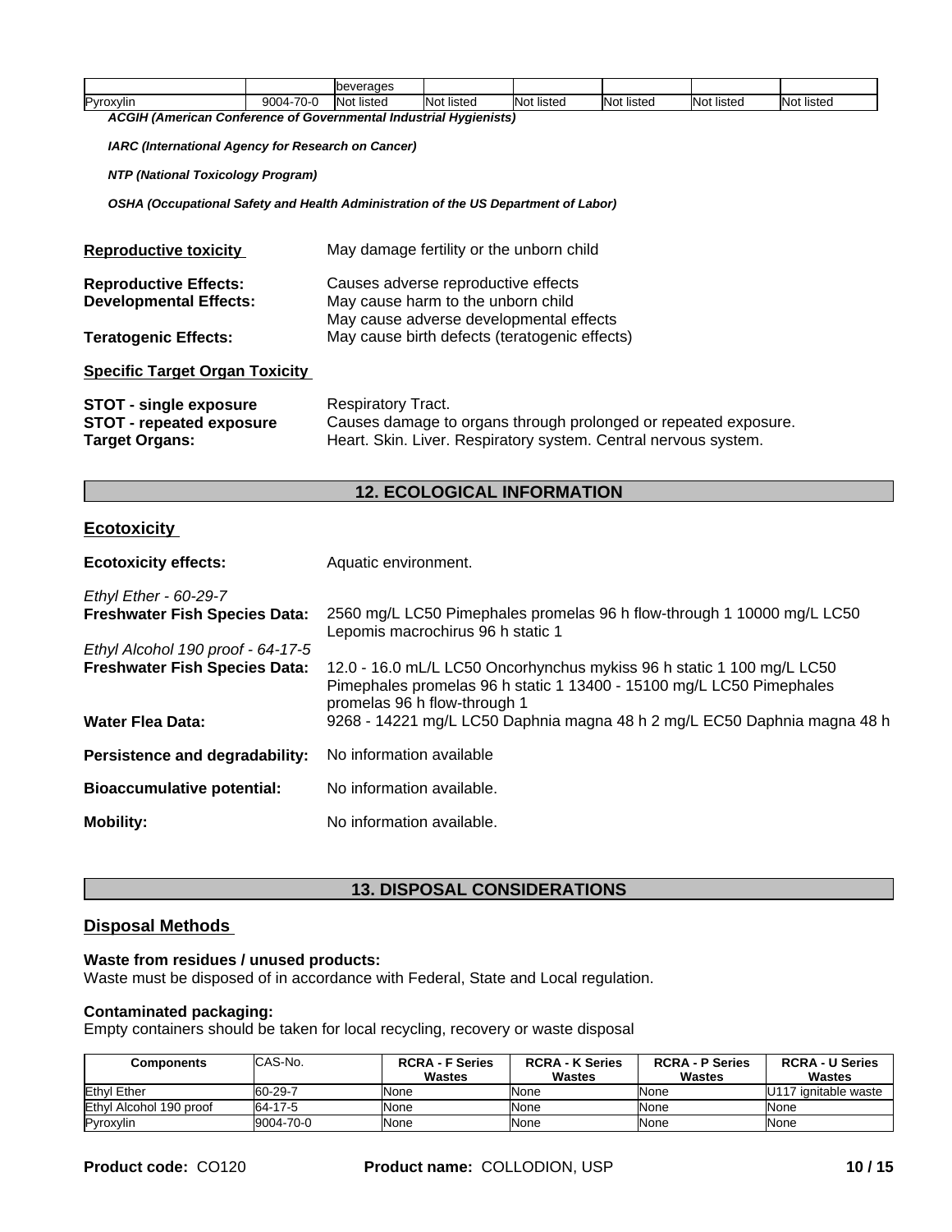|  |  | beverages |  |  |  |  |  |
| --- | --- | --- | --- | --- | --- | --- | --- |
| Pyroxylin | 9004-70-0 | Not listed | Not listed | Not listed | Not listed | Not listed | Not listed |

***ACGIH (American Conference of Governmental Industrial Hygienists)***

***IARC (International Agency for Research on Cancer)***

***NTP (National Toxicology Program)***

***OSHA (Occupational Safety and Health Administration of the US Department of Labor)***

**Reproductive toxicity** May damage fertility or the unborn child

**Reproductive Effects:** Causes adverse reproductive effects
**Developmental Effects:** May cause harm to the unborn child
May cause adverse developmental effects
**Teratogenic Effects:** May cause birth defects (teratogenic effects)

**Specific Target Organ Toxicity**

**STOT - single exposure** Respiratory Tract.
**STOT - repeated exposure** Causes damage to organs through prolonged or repeated exposure.
**Target Organs:** Heart. Skin. Liver. Respiratory system. Central nervous system.

## 12. ECOLOGICAL INFORMATION

### Ecotoxicity

**Ecotoxicity effects:** Aquatic environment.

*Ethyl Ether - 60-29-7*
**Freshwater Fish Species Data:** 2560 mg/L LC50 Pimephales promelas 96 h flow-through 1 10000 mg/L LC50 Lepomis macrochirus 96 h static 1

*Ethyl Alcohol 190 proof - 64-17-5*
**Freshwater Fish Species Data:** 12.0 - 16.0 mL/L LC50 Oncorhynchus mykiss 96 h static 1 100 mg/L LC50 Pimephales promelas 96 h static 1 13400 - 15100 mg/L LC50 Pimephales promelas 96 h flow-through 1
**Water Flea Data:** 9268 - 14221 mg/L LC50 Daphnia magna 48 h 2 mg/L EC50 Daphnia magna 48 h

**Persistence and degradability:** No information available

**Bioaccumulative potential:** No information available.

**Mobility:** No information available.

## 13. DISPOSAL CONSIDERATIONS

### Disposal Methods

**Waste from residues / unused products:**
Waste must be disposed of in accordance with Federal, State and Local regulation.

**Contaminated packaging:**
Empty containers should be taken for local recycling, recovery or waste disposal

| Components | CAS-No. | RCRA - F Series Wastes | RCRA - K Series Wastes | RCRA - P Series Wastes | RCRA - U Series Wastes |
| --- | --- | --- | --- | --- | --- |
| Ethyl Ether | 60-29-7 | None | None | None | U117 ignitable waste |
| Ethyl Alcohol 190 proof | 64-17-5 | None | None | None | None |
| Pyroxylin | 9004-70-0 | None | None | None | None |

**Product code:** CO120 **Product name:** COLLODION, USP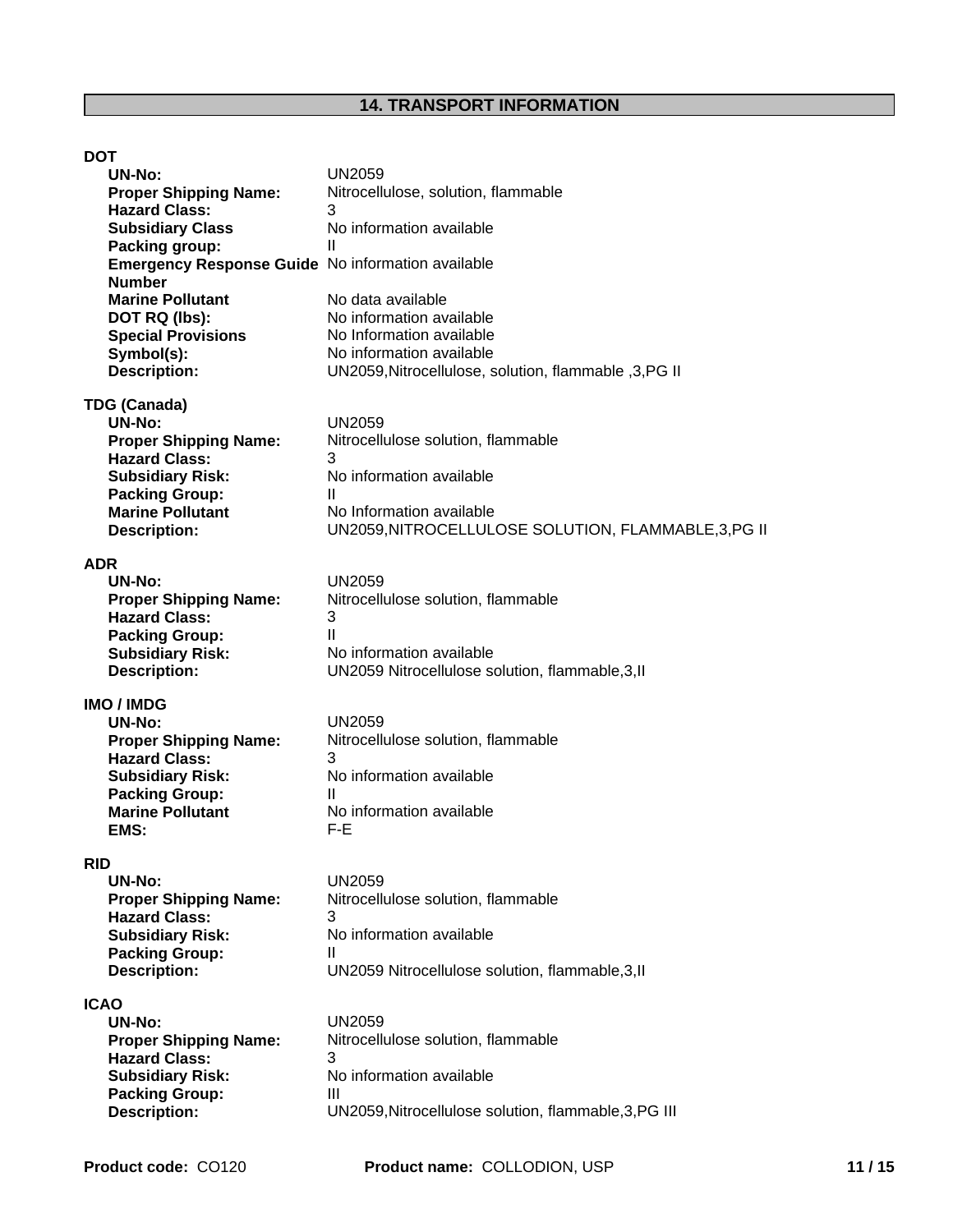## 14. TRANSPORT INFORMATION

**DOT**

| | |
|---|---|
| **UN-No:** | UN2059 |
| **Proper Shipping Name:** | Nitrocellulose, solution, flammable |
| **Hazard Class:** | 3 |
| **Subsidiary Class** | No information available |
| **Packing group:** | II |
| **Emergency Response Guide Number** | No information available |
| **Marine Pollutant** | No data available |
| **DOT RQ (lbs):** | No information available |
| **Special Provisions** | No Information available |
| **Symbol(s):** | No information available |
| **Description:** | UN2059,Nitrocellulose, solution, flammable ,3,PG II |

**TDG (Canada)**

| | |
|---|---|
| **UN-No:** | UN2059 |
| **Proper Shipping Name:** | Nitrocellulose solution, flammable |
| **Hazard Class:** | 3 |
| **Subsidiary Risk:** | No information available |
| **Packing Group:** | II |
| **Marine Pollutant** | No Information available |
| **Description:** | UN2059,NITROCELLULOSE SOLUTION, FLAMMABLE,3,PG II |

**ADR**

| | |
|---|---|
| **UN-No:** | UN2059 |
| **Proper Shipping Name:** | Nitrocellulose solution, flammable |
| **Hazard Class:** | 3 |
| **Packing Group:** | II |
| **Subsidiary Risk:** | No information available |
| **Description:** | UN2059 Nitrocellulose solution, flammable,3,II |

**IMO / IMDG**

| | |
|---|---|
| **UN-No:** | UN2059 |
| **Proper Shipping Name:** | Nitrocellulose solution, flammable |
| **Hazard Class:** | 3 |
| **Subsidiary Risk:** | No information available |
| **Packing Group:** | II |
| **Marine Pollutant** | No information available |
| **EMS:** | F-E |

**RID**

| | |
|---|---|
| **UN-No:** | UN2059 |
| **Proper Shipping Name:** | Nitrocellulose solution, flammable |
| **Hazard Class:** | 3 |
| **Subsidiary Risk:** | No information available |
| **Packing Group:** | II |
| **Description:** | UN2059 Nitrocellulose solution, flammable,3,II |

**ICAO**

| | |
|---|---|
| **UN-No:** | UN2059 |
| **Proper Shipping Name:** | Nitrocellulose solution, flammable |
| **Hazard Class:** | 3 |
| **Subsidiary Risk:** | No information available |
| **Packing Group:** | III |
| **Description:** | UN2059,Nitrocellulose solution, flammable,3,PG III |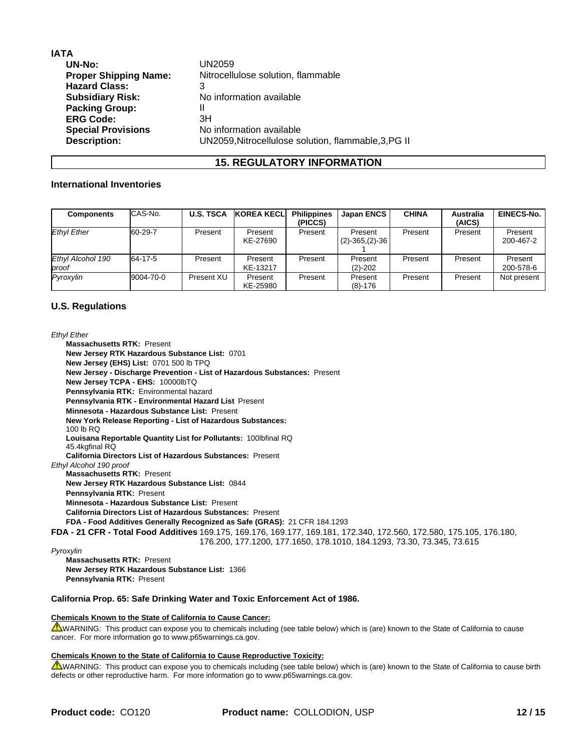**IATA**

| | |
|---|---|
| **UN-No:** | UN2059 |
| **Proper Shipping Name:** | Nitrocellulose solution, flammable |
| **Hazard Class:** | 3 |
| **Subsidiary Risk:** | No information available |
| **Packing Group:** | II |
| **ERG Code:** | 3H |
| **Special Provisions** | No information available |
| **Description:** | UN2059,Nitrocellulose solution, flammable,3,PG II |

## 15. REGULATORY INFORMATION

### International Inventories

| Components | CAS-No. | U.S. TSCA | KOREA KECL | Philippines (PICCS) | Japan ENCS | CHINA | Australia (AICS) | EINECS-No. |
|---|---|---|---|---|---|---|---|---|
| *Ethyl Ether* | 60-29-7 | Present | Present KE-27690 | Present | Present (2)-365,(2)-361 | Present | Present | Present 200-467-2 |
| *Ethyl Alcohol 190 proof* | 64-17-5 | Present | Present KE-13217 | Present | Present (2)-202 | Present | Present | Present 200-578-6 |
| *Pyroxylin* | 9004-70-0 | Present XU | Present KE-25980 | Present | Present (8)-176 | Present | Present | Not present |

### U.S. Regulations

*Ethyl Ether*

**Massachusetts RTK:** Present
**New Jersey RTK Hazardous Substance List:** 0701
**New Jersey (EHS) List:** 0701 500 lb TPQ
**New Jersey - Discharge Prevention - List of Hazardous Substances:** Present
**New Jersey TCPA - EHS:** 10000lbTQ
**Pennsylvania RTK:** Environmental hazard
**Pennsylvania RTK - Environmental Hazard List** Present
**Minnesota - Hazardous Substance List:** Present
**New York Release Reporting - List of Hazardous Substances:**
100 lb RQ
**Louisana Reportable Quantity List for Pollutants:** 100lbfinal RQ
45.4kgfinal RQ
**California Directors List of Hazardous Substances:** Present

*Ethyl Alcohol 190 proof*

**Massachusetts RTK:** Present
**New Jersey RTK Hazardous Substance List:** 0844
**Pennsylvania RTK:** Present
**Minnesota - Hazardous Substance List:** Present
**California Directors List of Hazardous Substances:** Present
**FDA - Food Additives Generally Recognized as Safe (GRAS):** 21 CFR 184.1293

**FDA - 21 CFR - Total Food Additives** 169.175, 169.176, 169.177, 169.181, 172.340, 172.560, 172.580, 175.105, 176.180, 176.200, 177.1200, 177.1650, 178.1010, 184.1293, 73.30, 73.345, 73.615

*Pyroxylin*

**Massachusetts RTK:** Present
**New Jersey RTK Hazardous Substance List:** 1366
**Pennsylvania RTK:** Present

**California Prop. 65: Safe Drinking Water and Toxic Enforcement Act of 1986.**

**Chemicals Known to the State of California to Cause Cancer:**

⚠WARNING: This product can expose you to chemicals including (see table below) which is (are) known to the State of California to cause cancer. For more information go to www.p65warnings.ca.gov.

**Chemicals Known to the State of California to Cause Reproductive Toxicity:**

⚠WARNING: This product can expose you to chemicals including (see table below) which is (are) known to the State of California to cause birth defects or other reproductive harm. For more information go to www.p65warnings.ca.gov.

**Product code:** CO120 **Product name:** COLLODION, USP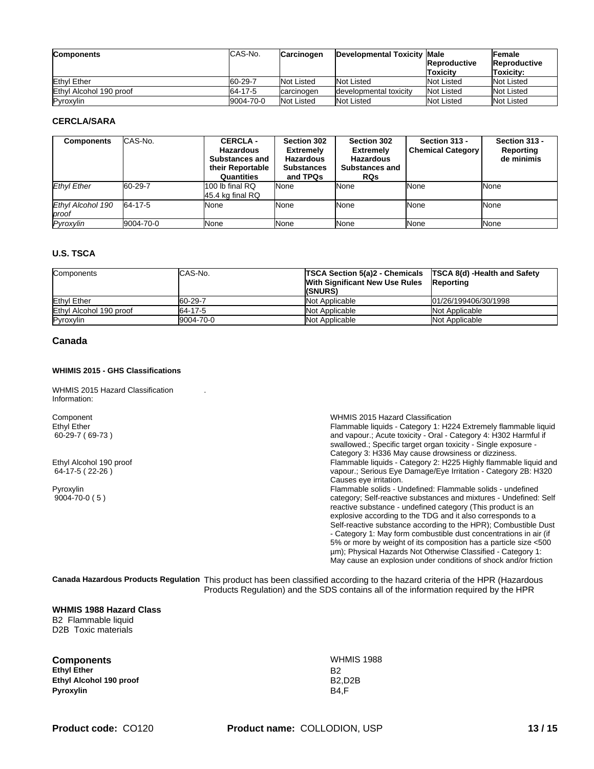| Components | CAS-No. | Carcinogen | Developmental Toxicity | Male Reproductive Toxicity | Female Reproductive Toxicity: |
|---|---|---|---|---|---|
| Ethyl Ether | 60-29-7 | Not Listed | Not Listed | Not Listed | Not Listed |
| Ethyl Alcohol 190 proof | 64-17-5 | carcinogen | developmental toxicity | Not Listed | Not Listed |
| Pyroxylin | 9004-70-0 | Not Listed | Not Listed | Not Listed | Not Listed |

### CERCLA/SARA

| Components | CAS-No. | CERCLA - Hazardous Substances and their Reportable Quantities | Section 302 Extremely Hazardous Substances and TPQs | Section 302 Extremely Hazardous Substances and RQs | Section 313 - Chemical Category | Section 313 - Reporting de minimis |
|---|---|---|---|---|---|---|
| *Ethyl Ether* | 60-29-7 | 100 lb final RQ 45.4 kg final RQ | None | None | None | None |
| *Ethyl Alcohol 190 proof* | 64-17-5 | None | None | None | None | None |
| *Pyroxylin* | 9004-70-0 | None | None | None | None | None |

### U.S. TSCA

| Components | CAS-No. | TSCA Section 5(a)2 - Chemicals With Significant New Use Rules (SNURS) | TSCA 8(d) -Health and Safety Reporting |
|---|---|---|---|
| Ethyl Ether | 60-29-7 | Not Applicable | 01/26/199406/30/1998 |
| Ethyl Alcohol 190 proof | 64-17-5 | Not Applicable | Not Applicable |
| Pyroxylin | 9004-70-0 | Not Applicable | Not Applicable |

## Canada

#### WHMIS 2015 - GHS Classifications

WHMIS 2015 Hazard Classification Information: .

| Component | WHMIS 2015 Hazard Classification |
|---|---|
| Ethyl Ether 60-29-7 ( 69-73 ) | Flammable liquids - Category 1: H224 Extremely flammable liquid and vapour.; Acute toxicity - Oral - Category 4: H302 Harmful if swallowed.; Specific target organ toxicity - Single exposure - Category 3: H336 May cause drowsiness or dizziness. |
| Ethyl Alcohol 190 proof 64-17-5 ( 22-26 ) | Flammable liquids - Category 2: H225 Highly flammable liquid and vapour.; Serious Eye Damage/Eye Irritation - Category 2B: H320 Causes eye irritation. |
| Pyroxylin 9004-70-0 ( 5 ) | Flammable solids - Undefined: Flammable solids - undefined category; Self-reactive substances and mixtures - Undefined: Self reactive substance - undefined category (This product is an explosive according to the TDG and it also corresponds to a Self-reactive substance according to the HPR); Combustible Dust - Category 1: May form combustible dust concentrations in air (if 5% or more by weight of its composition has a particle size <500 µm); Physical Hazards Not Otherwise Classified - Category 1: May cause an explosion under conditions of shock and/or friction |

**Canada Hazardous Products Regulation** This product has been classified according to the hazard criteria of the HPR (Hazardous Products Regulation) and the SDS contains all of the information required by the HPR

**WHMIS 1988 Hazard Class**
B2 Flammable liquid
D2B Toxic materials

| **Components** | WHMIS 1988 |
|---|---|
| **Ethyl Ether** | B2 |
| **Ethyl Alcohol 190 proof** | B2,D2B |
| **Pyroxylin** | B4,F |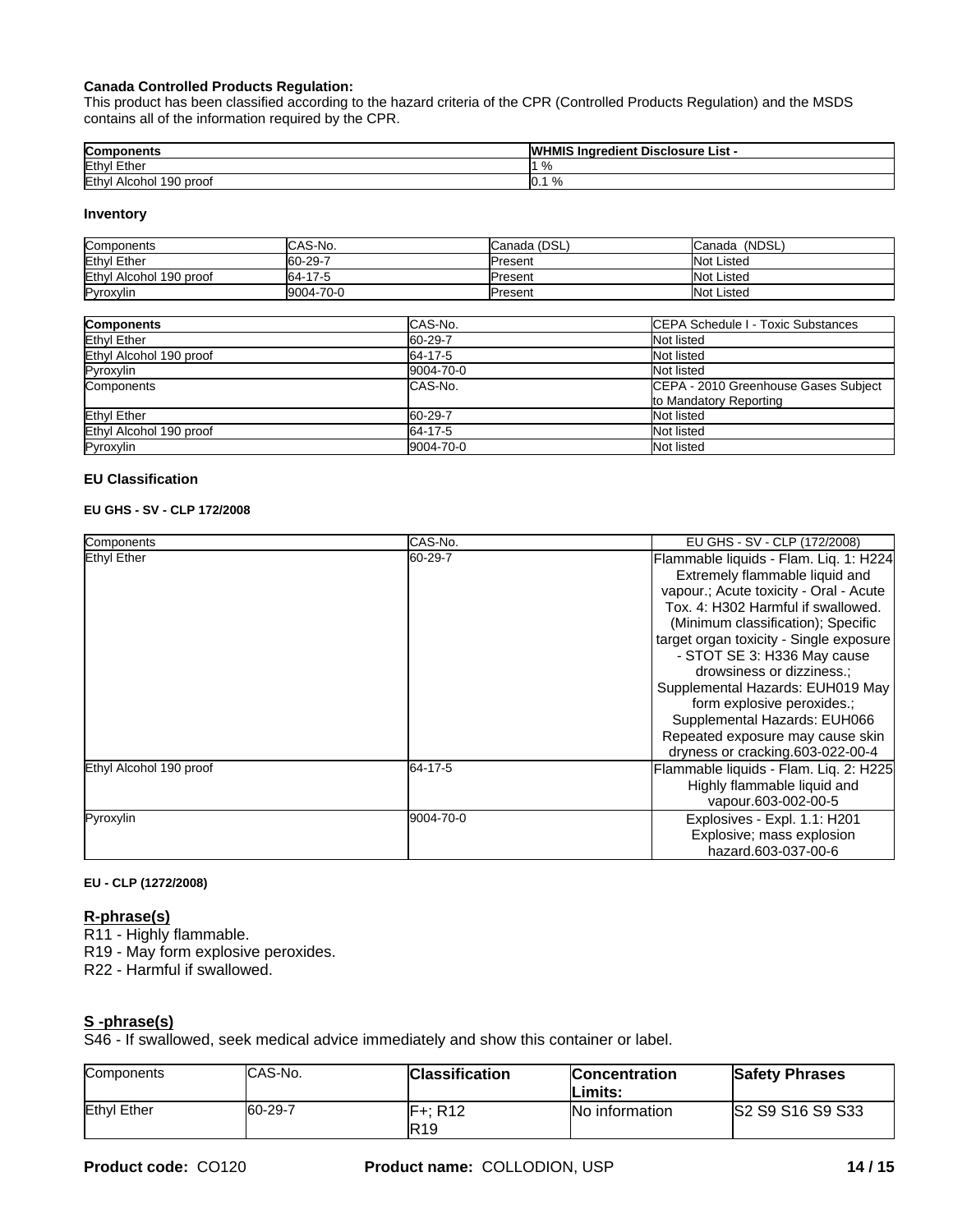**Canada Controlled Products Regulation:**
This product has been classified according to the hazard criteria of the CPR (Controlled Products Regulation) and the MSDS contains all of the information required by the CPR.

| Components | WHMIS Ingredient Disclosure List - |
|---|---|
| Ethyl Ether | 1 % |
| Ethyl Alcohol 190 proof | 0.1 % |

**Inventory**

| Components | CAS-No. | Canada (DSL) | Canada (NDSL) |
|---|---|---|---|
| Ethyl Ether | 60-29-7 | Present | Not Listed |
| Ethyl Alcohol 190 proof | 64-17-5 | Present | Not Listed |
| Pyroxylin | 9004-70-0 | Present | Not Listed |

| Components | CAS-No. | CEPA Schedule I - Toxic Substances |
|---|---|---|
| Ethyl Ether | 60-29-7 | Not listed |
| Ethyl Alcohol 190 proof | 64-17-5 | Not listed |
| Pyroxylin | 9004-70-0 | Not listed |
| Components | CAS-No. | CEPA - 2010 Greenhouse Gases Subject to Mandatory Reporting |
| Ethyl Ether | 60-29-7 | Not listed |
| Ethyl Alcohol 190 proof | 64-17-5 | Not listed |
| Pyroxylin | 9004-70-0 | Not listed |

**EU Classification**

**EU GHS - SV - CLP 172/2008**

| Components | CAS-No. | EU GHS - SV - CLP (172/2008) |
|---|---|---|
| Ethyl Ether | 60-29-7 | Flammable liquids - Flam. Liq. 1: H224 Extremely flammable liquid and vapour.; Acute toxicity - Oral - Acute Tox. 4: H302 Harmful if swallowed. (Minimum classification); Specific target organ toxicity - Single exposure - STOT SE 3: H336 May cause drowsiness or dizziness.; Supplemental Hazards: EUH019 May form explosive peroxides.; Supplemental Hazards: EUH066 Repeated exposure may cause skin dryness or cracking.603-022-00-4 |
| Ethyl Alcohol 190 proof | 64-17-5 | Flammable liquids - Flam. Liq. 2: H225 Highly flammable liquid and vapour.603-002-00-5 |
| Pyroxylin | 9004-70-0 | Explosives - Expl. 1.1: H201 Explosive; mass explosion hazard.603-037-00-6 |

**EU - CLP (1272/2008)**

**R-phrase(s)**

R11 - Highly flammable.
R19 - May form explosive peroxides.
R22 - Harmful if swallowed.

**S -phrase(s)**

S46 - If swallowed, seek medical advice immediately and show this container or label.

| Components | CAS-No. | Classification | Concentration Limits: | Safety Phrases |
|---|---|---|---|---|
| Ethyl Ether | 60-29-7 | F+; R12 R19 | No information | S2 S9 S16 S9 S33 |

**Product code:** CO120 **Product name:** COLLODION, USP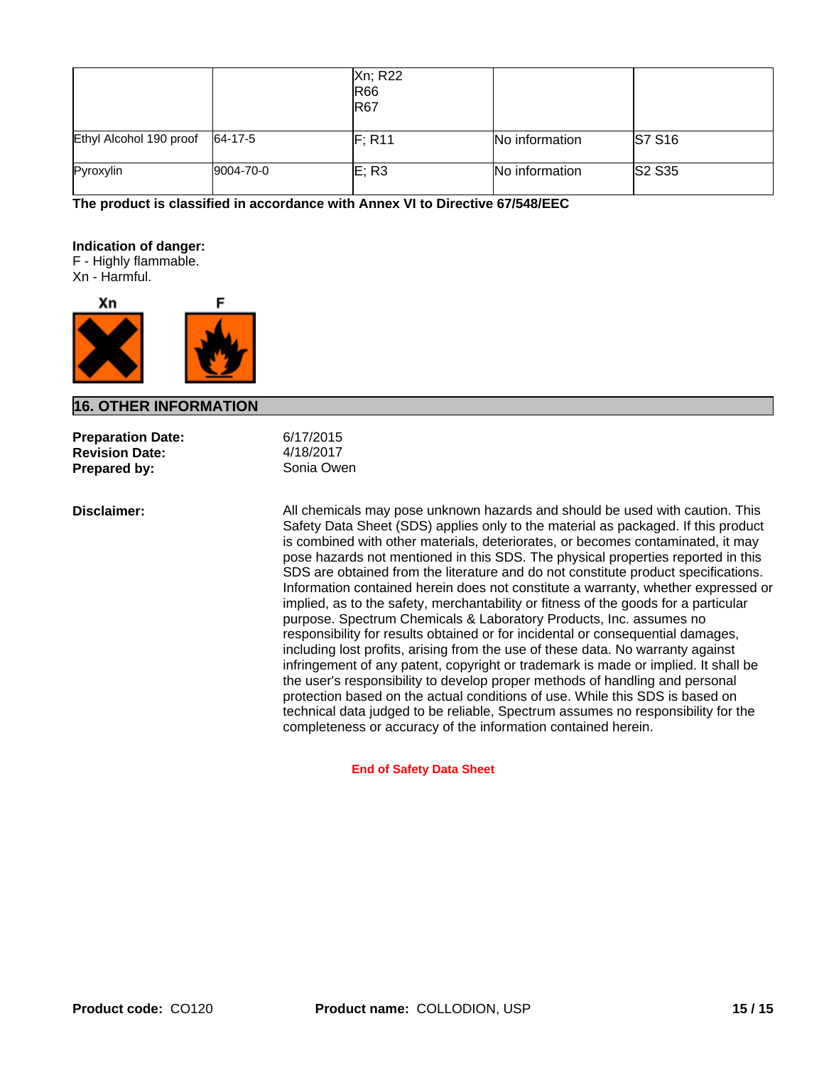| | | | | |
|---|---|---|---|---|
| | | Xn; R22<br>R66<br>R67 | | |
| Ethyl Alcohol 190 proof | 64-17-5 | F; R11 | No information | S7 S16 |
| Pyroxylin | 9004-70-0 | E; R3 | No information | S2 S35 |

**The product is classified in accordance with Annex VI to Directive 67/548/EEC**

**Indication of danger:**
F - Highly flammable.
Xn - Harmful.

Xn F

## 16. OTHER INFORMATION

**Preparation Date:** 6/17/2015
**Revision Date:** 4/18/2017
**Prepared by:** Sonia Owen

**Disclaimer:** All chemicals may pose unknown hazards and should be used with caution. This Safety Data Sheet (SDS) applies only to the material as packaged. If this product is combined with other materials, deteriorates, or becomes contaminated, it may pose hazards not mentioned in this SDS. The physical properties reported in this SDS are obtained from the literature and do not constitute product specifications. Information contained herein does not constitute a warranty, whether expressed or implied, as to the safety, merchantability or fitness of the goods for a particular purpose. Spectrum Chemicals & Laboratory Products, Inc. assumes no responsibility for results obtained or for incidental or consequential damages, including lost profits, arising from the use of these data. No warranty against infringement of any patent, copyright or trademark is made or implied. It shall be the user's responsibility to develop proper methods of handling and personal protection based on the actual conditions of use. While this SDS is based on technical data judged to be reliable, Spectrum assumes no responsibility for the completeness or accuracy of the information contained herein.

**End of Safety Data Sheet**

**Product code:** CO120 **Product name:** COLLODION, USP